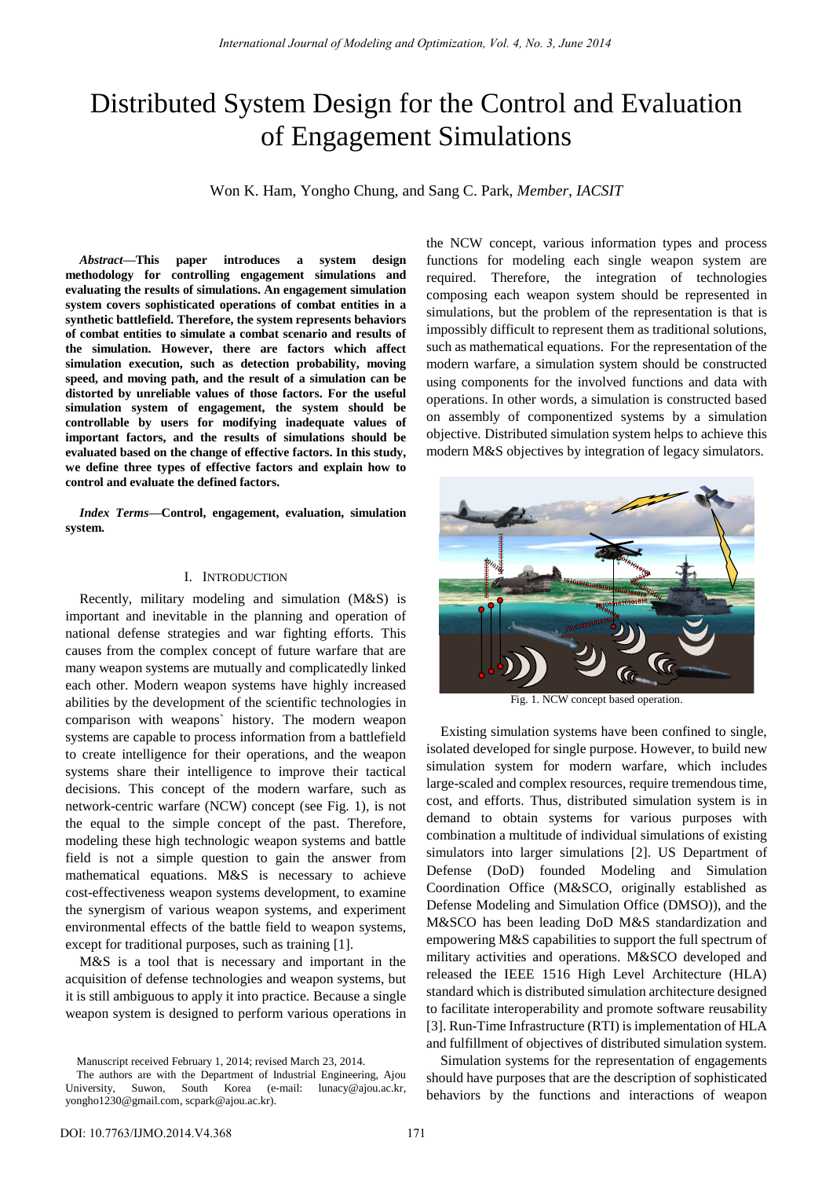# Distributed System Design for the Control and Evaluation of Engagement Simulations

Won K. Ham, Yongho Chung, and Sang C. Park, *Member, IACSIT*

***Abstract*—This paper introduces a system design methodology for controlling engagement simulations and evaluating the results of simulations. An engagement simulation system covers sophisticated operations of combat entities in a synthetic battlefield. Therefore, the system represents behaviors of combat entities to simulate a combat scenario and results of the simulation. However, there are factors which affect simulation execution, such as detection probability, moving speed, and moving path, and the result of a simulation can be distorted by unreliable values of those factors. For the useful simulation system of engagement, the system should be controllable by users for modifying inadequate values of important factors, and the results of simulations should be evaluated based on the change of effective factors. In this study, we define three types of effective factors and explain how to control and evaluate the defined factors.**

***Index Terms*—Control, engagement, evaluation, simulation system.**

## I. Introduction

Recently, military modeling and simulation (M&S) is important and inevitable in the planning and operation of national defense strategies and war fighting efforts. This causes from the complex concept of future warfare that are many weapon systems are mutually and complicatedly linked each other. Modern weapon systems have highly increased abilities by the development of the scientific technologies in comparison with weapons` history. The modern weapon systems are capable to process information from a battlefield to create intelligence for their operations, and the weapon systems share their intelligence to improve their tactical decisions. This concept of the modern warfare, such as network-centric warfare (NCW) concept (see Fig. 1), is not the equal to the simple concept of the past. Therefore, modeling these high technologic weapon systems and battle field is not a simple question to gain the answer from mathematical equations. M&S is necessary to achieve cost-effectiveness weapon systems development, to examine the synergism of various weapon systems, and experiment environmental effects of the battle field to weapon systems, except for traditional purposes, such as training [1].

M&S is a tool that is necessary and important in the acquisition of defense technologies and weapon systems, but it is still ambiguous to apply it into practice. Because a single weapon system is designed to perform various operations in the NCW concept, various information types and process functions for modeling each single weapon system are required. Therefore, the integration of technologies composing each weapon system should be represented in simulations, but the problem of the representation is that is impossibly difficult to represent them as traditional solutions, such as mathematical equations. For the representation of the modern warfare, a simulation system should be constructed using components for the involved functions and data with operations. In other words, a simulation is constructed based on assembly of componentized systems by a simulation objective. Distributed simulation system helps to achieve this modern M&S objectives by integration of legacy simulators.

Fig. 1. NCW concept based operation.

Existing simulation systems have been confined to single, isolated developed for single purpose. However, to build new simulation system for modern warfare, which includes large-scaled and complex resources, require tremendous time, cost, and efforts. Thus, distributed simulation system is in demand to obtain systems for various purposes with combination a multitude of individual simulations of existing simulators into larger simulations [2]. US Department of Defense (DoD) founded Modeling and Simulation Coordination Office (M&SCO, originally established as Defense Modeling and Simulation Office (DMSO)), and the M&SCO has been leading DoD M&S standardization and empowering M&S capabilities to support the full spectrum of military activities and operations. M&SCO developed and released the IEEE 1516 High Level Architecture (HLA) standard which is distributed simulation architecture designed to facilitate interoperability and promote software reusability [3]. Run-Time Infrastructure (RTI) is implementation of HLA and fulfillment of objectives of distributed simulation system.

Simulation systems for the representation of engagements should have purposes that are the description of sophisticated behaviors by the functions and interactions of weapon

Manuscript received February 1, 2014; revised March 23, 2014.

The authors are with the Department of Industrial Engineering, Ajou University, Suwon, South Korea (e-mail: lunacy@ajou.ac.kr, yongho1230@gmail.com, scpark@ajou.ac.kr).

DOI: 10.7763/IJMO.2014.V4.368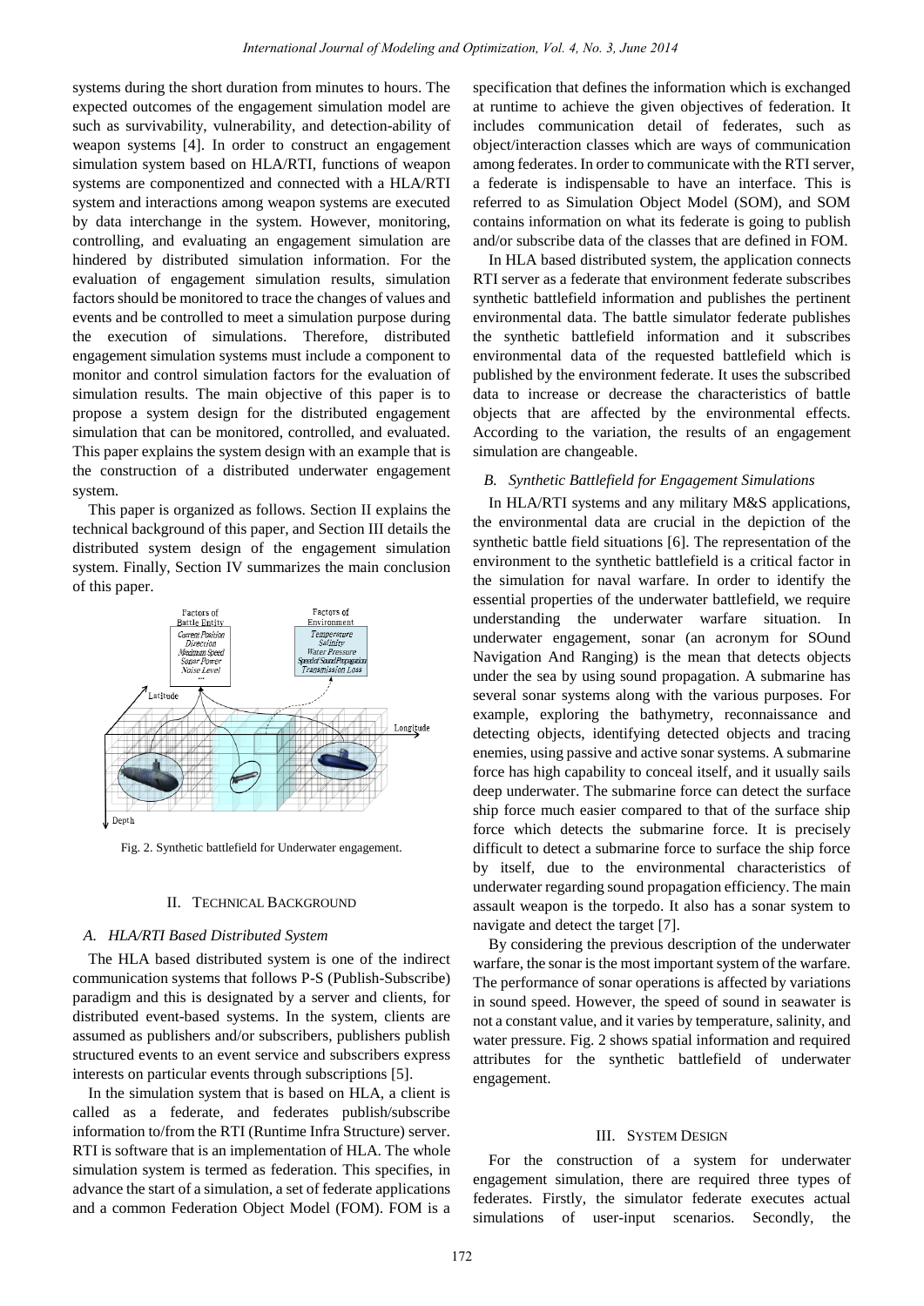systems during the short duration from minutes to hours. The expected outcomes of the engagement simulation model are such as survivability, vulnerability, and detection-ability of weapon systems [4]. In order to construct an engagement simulation system based on HLA/RTI, functions of weapon systems are componentized and connected with a HLA/RTI system and interactions among weapon systems are executed by data interchange in the system. However, monitoring, controlling, and evaluating an engagement simulation are hindered by distributed simulation information. For the evaluation of engagement simulation results, simulation factors should be monitored to trace the changes of values and events and be controlled to meet a simulation purpose during the execution of simulations. Therefore, distributed engagement simulation systems must include a component to monitor and control simulation factors for the evaluation of simulation results. The main objective of this paper is to propose a system design for the distributed engagement simulation that can be monitored, controlled, and evaluated. This paper explains the system design with an example that is the construction of a distributed underwater engagement system.

This paper is organized as follows. Section II explains the technical background of this paper, and Section III details the distributed system design of the engagement simulation system. Finally, Section IV summarizes the main conclusion of this paper.

Fig. 2. Synthetic battlefield for Underwater engagement.

## II. Technical Background

### A. HLA/RTI Based Distributed System

The HLA based distributed system is one of the indirect communication systems that follows P-S (Publish-Subscribe) paradigm and this is designated by a server and clients, for distributed event-based systems. In the system, clients are assumed as publishers and/or subscribers, publishers publish structured events to an event service and subscribers express interests on particular events through subscriptions [5].

In the simulation system that is based on HLA, a client is called as a federate, and federates publish/subscribe information to/from the RTI (Runtime Infra Structure) server. RTI is software that is an implementation of HLA. The whole simulation system is termed as federation. This specifies, in advance the start of a simulation, a set of federate applications and a common Federation Object Model (FOM). FOM is a specification that defines the information which is exchanged at runtime to achieve the given objectives of federation. It includes communication detail of federates, such as object/interaction classes which are ways of communication among federates. In order to communicate with the RTI server, a federate is indispensable to have an interface. This is referred to as Simulation Object Model (SOM), and SOM contains information on what its federate is going to publish and/or subscribe data of the classes that are defined in FOM.

In HLA based distributed system, the application connects RTI server as a federate that environment federate subscribes synthetic battlefield information and publishes the pertinent environmental data. The battle simulator federate publishes the synthetic battlefield information and it subscribes environmental data of the requested battlefield which is published by the environment federate. It uses the subscribed data to increase or decrease the characteristics of battle objects that are affected by the environmental effects. According to the variation, the results of an engagement simulation are changeable.

### B. Synthetic Battlefield for Engagement Simulations

In HLA/RTI systems and any military M&S applications, the environmental data are crucial in the depiction of the synthetic battle field situations [6]. The representation of the environment to the synthetic battlefield is a critical factor in the simulation for naval warfare. In order to identify the essential properties of the underwater battlefield, we require understanding the underwater warfare situation. In underwater engagement, sonar (an acronym for SOund Navigation And Ranging) is the mean that detects objects under the sea by using sound propagation. A submarine has several sonar systems along with the various purposes. For example, exploring the bathymetry, reconnaissance and detecting objects, identifying detected objects and tracing enemies, using passive and active sonar systems. A submarine force has high capability to conceal itself, and it usually sails deep underwater. The submarine force can detect the surface ship force much easier compared to that of the surface ship force which detects the submarine force. It is precisely difficult to detect a submarine force to surface the ship force by itself, due to the environmental characteristics of underwater regarding sound propagation efficiency. The main assault weapon is the torpedo. It also has a sonar system to navigate and detect the target [7].

By considering the previous description of the underwater warfare, the sonar is the most important system of the warfare. The performance of sonar operations is affected by variations in sound speed. However, the speed of sound in seawater is not a constant value, and it varies by temperature, salinity, and water pressure. Fig. 2 shows spatial information and required attributes for the synthetic battlefield of underwater engagement.

## III. System Design

For the construction of a system for underwater engagement simulation, there are required three types of federates. Firstly, the simulator federate executes actual simulations of user-input scenarios. Secondly, the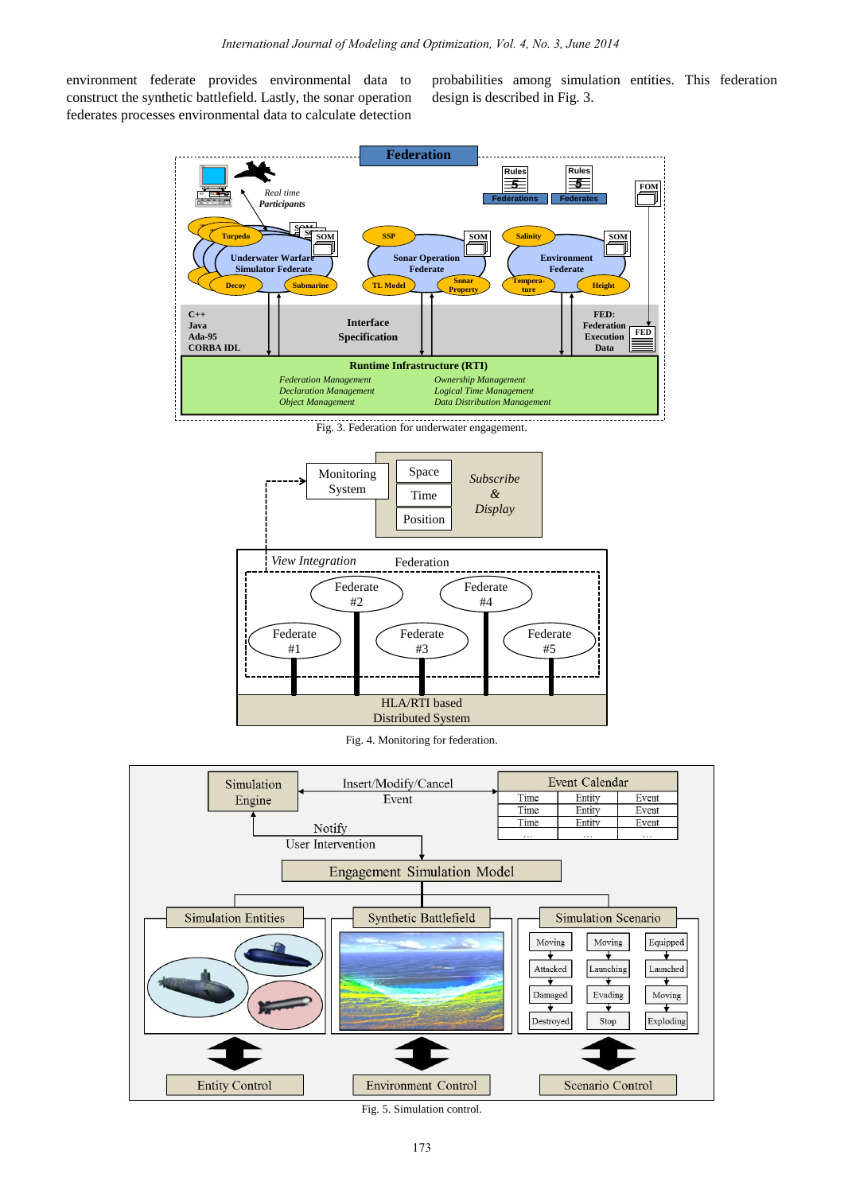environment federate provides environmental data to construct the synthetic battlefield. Lastly, the sonar operation federates processes environmental data to calculate detection probabilities among simulation entities. This federation design is described in Fig. 3.

Fig. 3. Federation for underwater engagement.

Fig. 4. Monitoring for federation.

Fig. 5. Simulation control.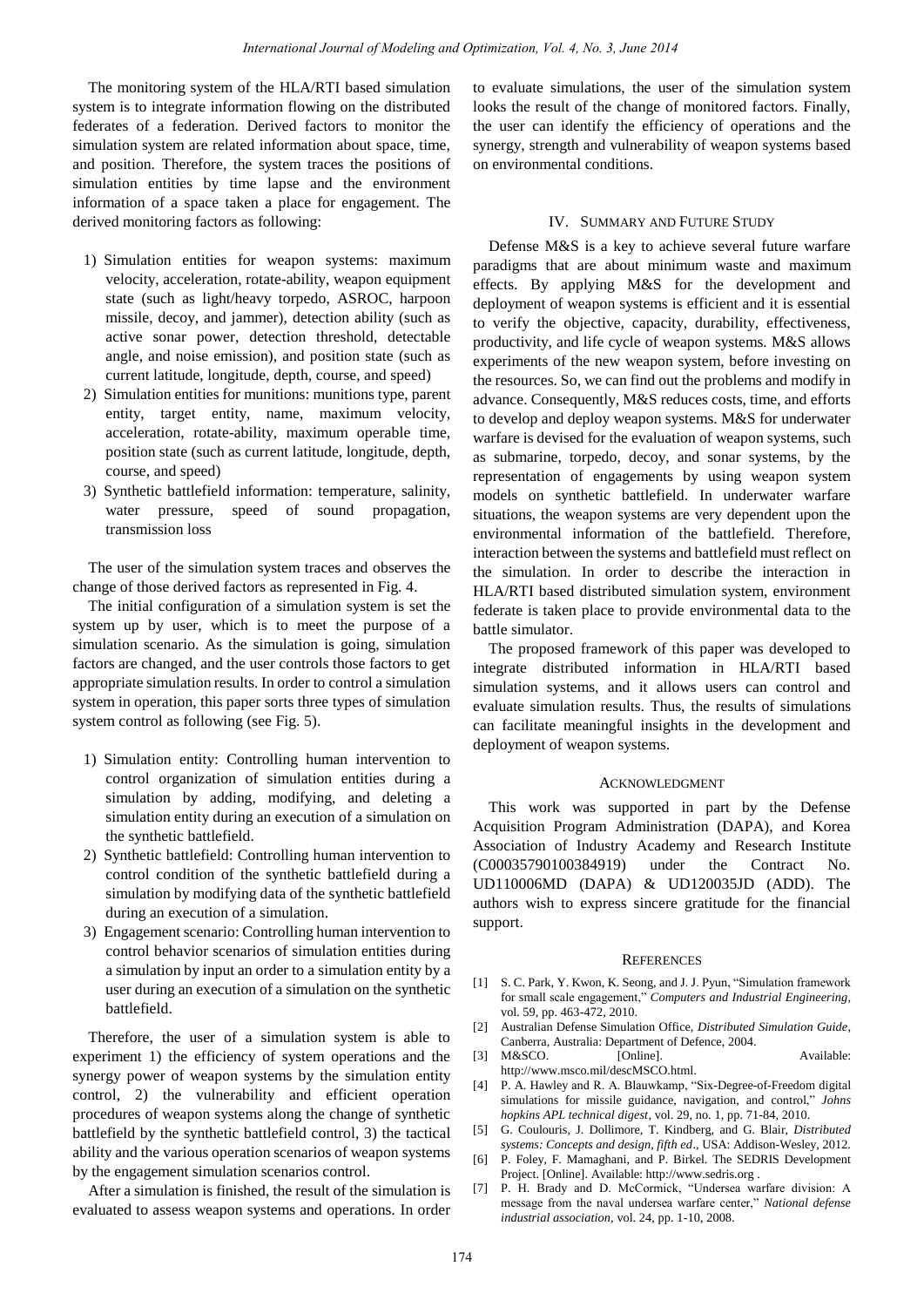The monitoring system of the HLA/RTI based simulation system is to integrate information flowing on the distributed federates of a federation. Derived factors to monitor the simulation system are related information about space, time, and position. Therefore, the system traces the positions of simulation entities by time lapse and the environment information of a space taken a place for engagement. The derived monitoring factors as following:

1) Simulation entities for weapon systems: maximum velocity, acceleration, rotate-ability, weapon equipment state (such as light/heavy torpedo, ASROC, harpoon missile, decoy, and jammer), detection ability (such as active sonar power, detection threshold, detectable angle, and noise emission), and position state (such as current latitude, longitude, depth, course, and speed)
2) Simulation entities for munitions: munitions type, parent entity, target entity, name, maximum velocity, acceleration, rotate-ability, maximum operable time, position state (such as current latitude, longitude, depth, course, and speed)
3) Synthetic battlefield information: temperature, salinity, water pressure, speed of sound propagation, transmission loss

The user of the simulation system traces and observes the change of those derived factors as represented in Fig. 4.

The initial configuration of a simulation system is set the system up by user, which is to meet the purpose of a simulation scenario. As the simulation is going, simulation factors are changed, and the user controls those factors to get appropriate simulation results. In order to control a simulation system in operation, this paper sorts three types of simulation system control as following (see Fig. 5).

1) Simulation entity: Controlling human intervention to control organization of simulation entities during a simulation by adding, modifying, and deleting a simulation entity during an execution of a simulation on the synthetic battlefield.
2) Synthetic battlefield: Controlling human intervention to control condition of the synthetic battlefield during a simulation by modifying data of the synthetic battlefield during an execution of a simulation.
3) Engagement scenario: Controlling human intervention to control behavior scenarios of simulation entities during a simulation by input an order to a simulation entity by a user during an execution of a simulation on the synthetic battlefield.

Therefore, the user of a simulation system is able to experiment 1) the efficiency of system operations and the synergy power of weapon systems by the simulation entity control, 2) the vulnerability and efficient operation procedures of weapon systems along the change of synthetic battlefield by the synthetic battlefield control, 3) the tactical ability and the various operation scenarios of weapon systems by the engagement simulation scenarios control.

After a simulation is finished, the result of the simulation is evaluated to assess weapon systems and operations. In order to evaluate simulations, the user of the simulation system looks the result of the change of monitored factors. Finally, the user can identify the efficiency of operations and the synergy, strength and vulnerability of weapon systems based on environmental conditions.

## IV. Summary and Future Study

Defense M&S is a key to achieve several future warfare paradigms that are about minimum waste and maximum effects. By applying M&S for the development and deployment of weapon systems is efficient and it is essential to verify the objective, capacity, durability, effectiveness, productivity, and life cycle of weapon systems. M&S allows experiments of the new weapon system, before investing on the resources. So, we can find out the problems and modify in advance. Consequently, M&S reduces costs, time, and efforts to develop and deploy weapon systems. M&S for underwater warfare is devised for the evaluation of weapon systems, such as submarine, torpedo, decoy, and sonar systems, by the representation of engagements by using weapon system models on synthetic battlefield. In underwater warfare situations, the weapon systems are very dependent upon the environmental information of the battlefield. Therefore, interaction between the systems and battlefield must reflect on the simulation. In order to describe the interaction in HLA/RTI based distributed simulation system, environment federate is taken place to provide environmental data to the battle simulator.

The proposed framework of this paper was developed to integrate distributed information in HLA/RTI based simulation systems, and it allows users can control and evaluate simulation results. Thus, the results of simulations can facilitate meaningful insights in the development and deployment of weapon systems.

## Acknowledgment

This work was supported in part by the Defense Acquisition Program Administration (DAPA), and Korea Association of Industry Academy and Research Institute (C00035790100384919) under the Contract No. UD110006MD (DAPA) & UD120035JD (ADD). The authors wish to express sincere gratitude for the financial support.

## References

[1] S. C. Park, Y. Kwon, K. Seong, and J. J. Pyun, "Simulation framework for small scale engagement," *Computers and Industrial Engineering*, vol. 59, pp. 463-472, 2010.

[2] Australian Defense Simulation Office, *Distributed Simulation Guide*, Canberra, Australia: Department of Defence, 2004.

[3] M&SCO. [Online]. Available: http://www.msco.mil/descMSCO.html.

[4] P. A. Hawley and R. A. Blauwkamp, "Six-Degree-of-Freedom digital simulations for missile guidance, navigation, and control," *Johns hopkins APL technical digest*, vol. 29, no. 1, pp. 71-84, 2010.

[5] G. Coulouris, J. Dollimore, T. Kindberg, and G. Blair, *Distributed systems: Concepts and design, fifth ed*., USA: Addison-Wesley, 2012.

[6] P. Foley, F. Mamaghani, and P. Birkel. The SEDRIS Development Project. [Online]. Available: http://www.sedris.org .

[7] P. H. Brady and D. McCormick, "Undersea warfare division: A message from the naval undersea warfare center," *National defense industrial association*, vol. 24, pp. 1-10, 2008.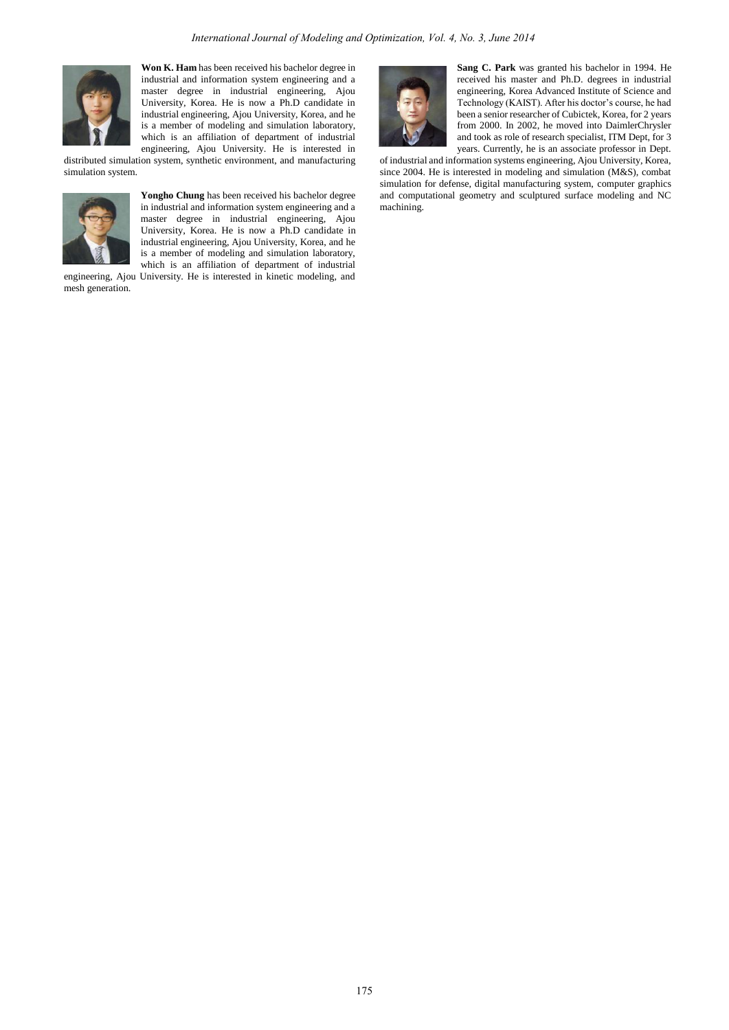**Won K. Ham** has been received his bachelor degree in industrial and information system engineering and a master degree in industrial engineering, Ajou University, Korea. He is now a Ph.D candidate in industrial engineering, Ajou University, Korea, and he is a member of modeling and simulation laboratory, which is an affiliation of department of industrial engineering, Ajou University. He is interested in distributed simulation system, synthetic environment, and manufacturing simulation system.

**Yongho Chung** has been received his bachelor degree in industrial and information system engineering and a master degree in industrial engineering, Ajou University, Korea. He is now a Ph.D candidate in industrial engineering, Ajou University, Korea, and he is a member of modeling and simulation laboratory, which is an affiliation of department of industrial engineering, Ajou University. He is interested in kinetic modeling, and mesh generation.

**Sang C. Park** was granted his bachelor in 1994. He received his master and Ph.D. degrees in industrial engineering, Korea Advanced Institute of Science and Technology (KAIST). After his doctor's course, he had been a senior researcher of Cubictek, Korea, for 2 years from 2000. In 2002, he moved into DaimlerChrysler and took as role of research specialist, ITM Dept, for 3 years. Currently, he is an associate professor in Dept. of industrial and information systems engineering, Ajou University, Korea, since 2004. He is interested in modeling and simulation (M&S), combat simulation for defense, digital manufacturing system, computer graphics and computational geometry and sculptured surface modeling and NC machining.